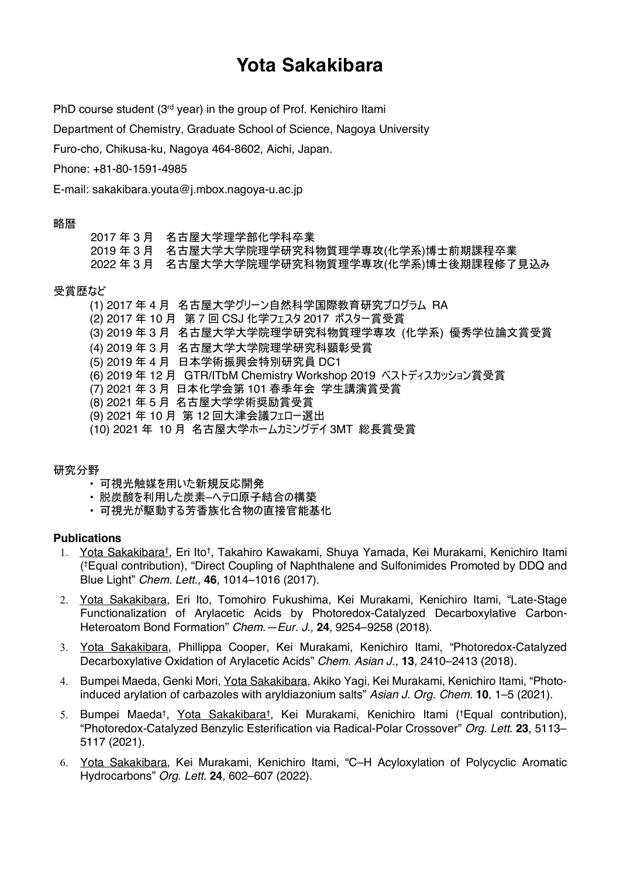# Yota Sakakibara

PhD course student (3rd year) in the group of Prof. Kenichiro Itami

Department of Chemistry, Graduate School of Science, Nagoya University

Furo-cho, Chikusa-ku, Nagoya 464-8602, Aichi, Japan.

Phone: +81-80-1591-4985

E-mail: sakakibara.youta@j.mbox.nagoya-u.ac.jp

略暦

2017 年 3 月　名古屋大学理学部化学科卒業
2019 年 3 月　名古屋大学大学院理学研究科物質理学専攻(化学系)博士前期課程卒業
2022 年 3 月　名古屋大学大学院理学研究科物質理学専攻(化学系)博士後期課程修了見込み

受賞歴など

(1) 2017 年 4 月　名古屋大学グリーン自然科学国際教育研究プログラム RA
(2) 2017 年 10 月　第 7 回 CSJ 化学フェスタ 2017 ポスター賞受賞
(3) 2019 年 3 月　名古屋大学大学院理学研究科物質理学専攻 (化学系) 優秀学位論文賞受賞
(4) 2019 年 3 月　名古屋大学大学院理学研究科顕彰受賞
(5) 2019 年 4 月　日本学術振興会特別研究員 DC1
(6) 2019 年 12 月　GTR/ITbM Chemistry Workshop 2019 ベストディスカッション賞受賞
(7) 2021 年 3 月　日本化学会第 101 春季年会 学生講演賞受賞
(8) 2021 年 5 月　名古屋大学学術奨励賞受賞
(9) 2021 年 10 月　第 12 回大津会議フェロー選出
(10) 2021 年 10 月　名古屋大学ホームカミングデイ 3MT 総長賞受賞

研究分野

- 可視光触媒を用いた新規反応開発
- 脱炭酸を利用した炭素–ヘテロ原子結合の構築
- 可視光が駆動する芳香族化合物の直接官能基化

**Publications**

1. Yota Sakakibara†, Eri Ito†, Takahiro Kawakami, Shuya Yamada, Kei Murakami, Kenichiro Itami (†Equal contribution), "Direct Coupling of Naphthalene and Sulfonimides Promoted by DDQ and Blue Light" *Chem. Lett.,* **46**, 1014–1016 (2017).
2. Yota Sakakibara, Eri Ito, Tomohiro Fukushima, Kei Murakami, Kenichiro Itami, "Late-Stage Functionalization of Arylacetic Acids by Photoredox-Catalyzed Decarboxylative Carbon-Heteroatom Bond Formation" *Chem.—Eur. J.,* **24**, 9254–9258 (2018).
3. Yota Sakakibara, Phillippa Cooper, Kei Murakami, Kenichiro Itami, "Photoredox-Catalyzed Decarboxylative Oxidation of Arylacetic Acids" *Chem. Asian J.,* **13**, 2410–2413 (2018).
4. Bumpei Maeda, Genki Mori, Yota Sakakibara, Akiko Yagi, Kei Murakami, Kenichiro Itami, "Photo-induced arylation of carbazoles with aryldiazonium salts" *Asian J. Org. Chem.* **10**, 1–5 (2021).
5. Bumpei Maeda†, Yota Sakakibara†, Kei Murakami, Kenichiro Itami (†Equal contribution), "Photoredox-Catalyzed Benzylic Esterification via Radical-Polar Crossover" *Org. Lett.* **23**, 5113–5117 (2021).
6. Yota Sakakibara, Kei Murakami, Kenichiro Itami, "C–H Acyloxylation of Polycyclic Aromatic Hydrocarbons" *Org. Lett.* **24**, 602–607 (2022).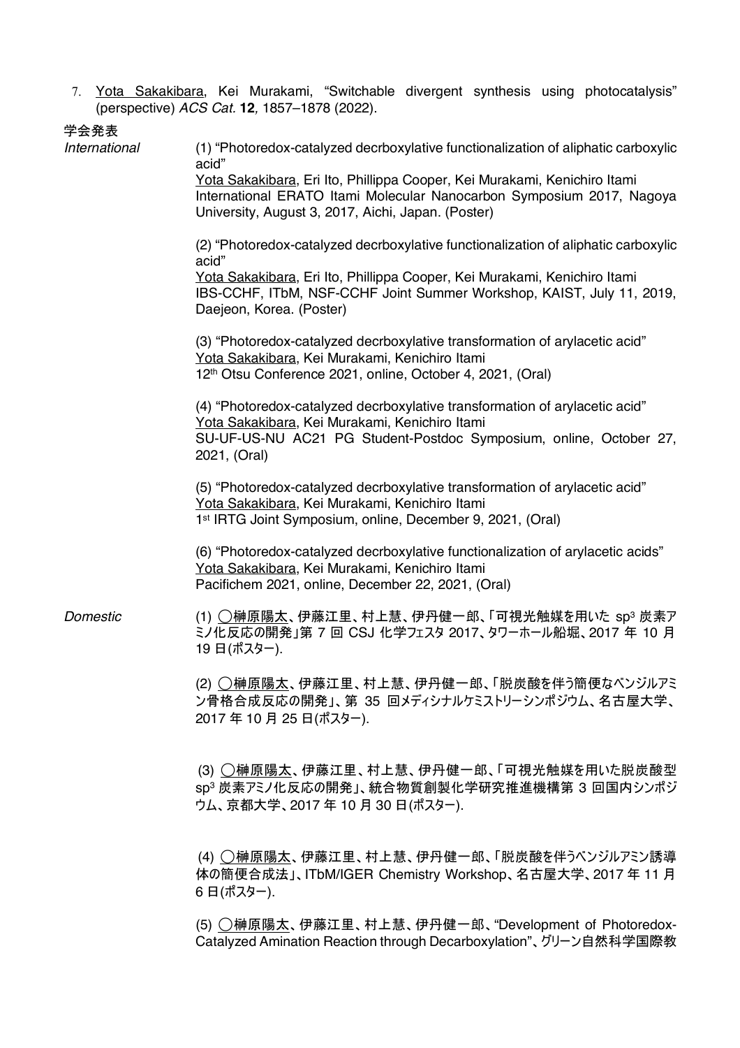7. <u>Yota Sakakibara</u>, Kei Murakami, "Switchable divergent synthesis using photocatalysis" (perspective) *ACS Cat.* **12**, 1857–1878 (2022).

学会発表

*International*

(1) "Photoredox-catalyzed decrboxylative functionalization of aliphatic carboxylic acid"
<u>Yota Sakakibara</u>, Eri Ito, Phillippa Cooper, Kei Murakami, Kenichiro Itami
International ERATO Itami Molecular Nanocarbon Symposium 2017, Nagoya University, August 3, 2017, Aichi, Japan. (Poster)

(2) "Photoredox-catalyzed decrboxylative functionalization of aliphatic carboxylic acid"
<u>Yota Sakakibara</u>, Eri Ito, Phillippa Cooper, Kei Murakami, Kenichiro Itami
IBS-CCHF, ITbM, NSF-CCHF Joint Summer Workshop, KAIST, July 11, 2019, Daejeon, Korea. (Poster)

(3) "Photoredox-catalyzed decrboxylative transformation of arylacetic acid"
<u>Yota Sakakibara</u>, Kei Murakami, Kenichiro Itami
12th Otsu Conference 2021, online, October 4, 2021, (Oral)

(4) "Photoredox-catalyzed decrboxylative transformation of arylacetic acid"
<u>Yota Sakakibara</u>, Kei Murakami, Kenichiro Itami
SU-UF-US-NU AC21 PG Student-Postdoc Symposium, online, October 27, 2021, (Oral)

(5) "Photoredox-catalyzed decrboxylative transformation of arylacetic acid"
<u>Yota Sakakibara</u>, Kei Murakami, Kenichiro Itami
1st IRTG Joint Symposium, online, December 9, 2021, (Oral)

(6) "Photoredox-catalyzed decrboxylative functionalization of arylacetic acids"
<u>Yota Sakakibara</u>, Kei Murakami, Kenichiro Itami
Pacifichem 2021, online, December 22, 2021, (Oral)

*Domestic*

(1) ◯<u>榊原陽太</u>、伊藤江里、村上慧、伊丹健一郎、「可視光触媒を用いた $sp^3$ 炭素アミノ化反応の開発」第 7 回 CSJ 化学フェスタ 2017、タワーホール船堀、2017 年 10 月 19 日(ポスター).

(2) ◯<u>榊原陽太</u>、伊藤江里、村上慧、伊丹健一郎、「脱炭酸を伴う簡便なベンジルアミン骨格合成反応の開発」、第 35 回メディシナルケミストリーシンポジウム、名古屋大学、2017 年 10 月 25 日(ポスター).

(3) ◯<u>榊原陽太</u>、伊藤江里、村上慧、伊丹健一郎、「可視光触媒を用いた脱炭酸型 $sp^3$ 炭素アミノ化反応の開発」、統合物質創製化学研究推進機構第 3 回国内シンポジウム、京都大学、2017 年 10 月 30 日(ポスター).

(4) ◯<u>榊原陽太</u>、伊藤江里、村上慧、伊丹健一郎、「脱炭酸を伴うベンジルアミン誘導体の簡便合成法」、ITbM/IGER Chemistry Workshop、名古屋大学、2017 年 11 月 6 日(ポスター).

(5) ◯<u>榊原陽太</u>、伊藤江里、村上慧、伊丹健一郎、"Development of Photoredox-Catalyzed Amination Reaction through Decarboxylation"、グリーン自然科学国際教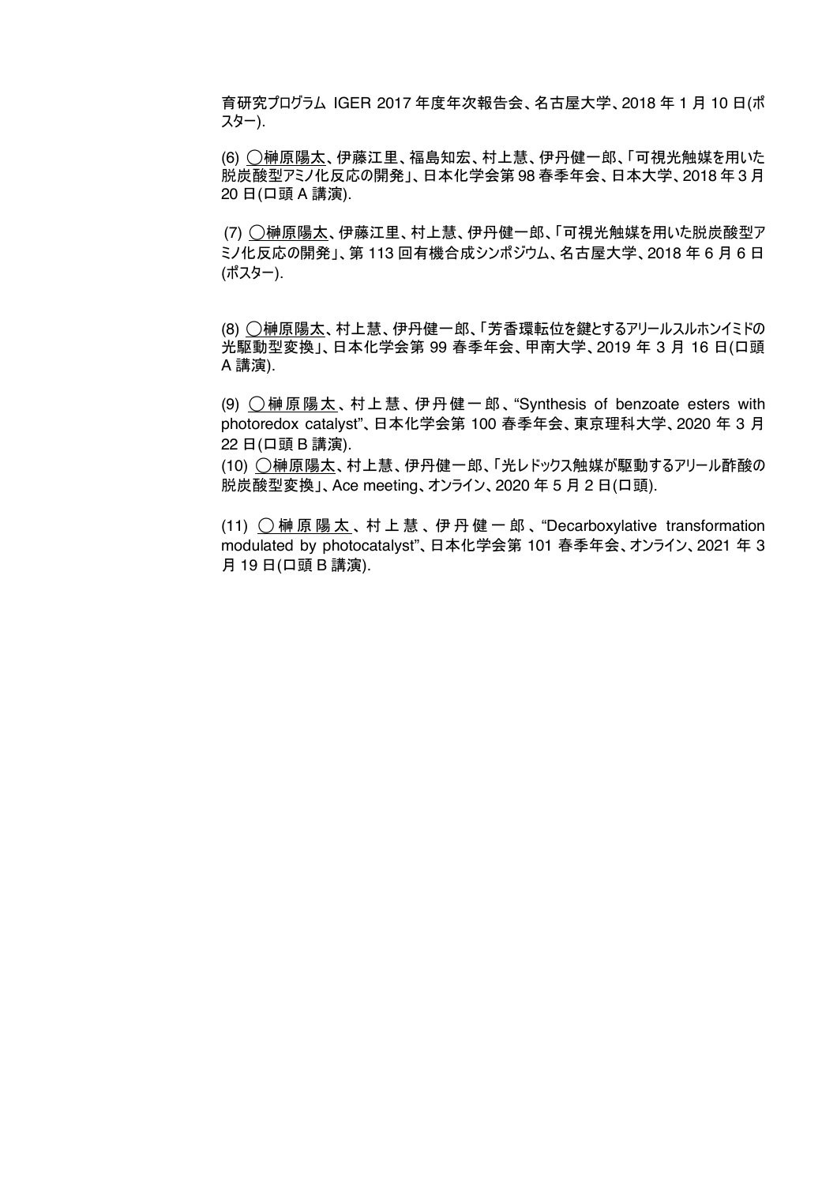育研究プログラム IGER 2017 年度年次報告会、名古屋大学、2018 年 1 月 10 日(ポスター).

(6) ◯榊原陽太、伊藤江里、福島知宏、村上慧、伊丹健一郎、「可視光触媒を用いた脱炭酸型アミノ化反応の開発」、日本化学会第 98 春季年会、日本大学、2018 年 3 月 20 日(口頭 A 講演).

(7) ◯榊原陽太、伊藤江里、村上慧、伊丹健一郎、「可視光触媒を用いた脱炭酸型アミノ化反応の開発」、第 113 回有機合成シンポジウム、名古屋大学、2018 年 6 月 6 日(ポスター).

(8) ◯榊原陽太、村上慧、伊丹健一郎、「芳香環転位を鍵とするアリールスルホンイミドの光駆動型変換」、日本化学会第 99 春季年会、甲南大学、2019 年 3 月 16 日(口頭 A 講演).

(9) ◯榊原陽太、村上慧、伊丹健一郎、“Synthesis of benzoate esters with photoredox catalyst”、日本化学会第 100 春季年会、東京理科大学、2020 年 3 月 22 日(口頭 B 講演).

(10) ◯榊原陽太、村上慧、伊丹健一郎、「光レドックス触媒が駆動するアリール酢酸の脱炭酸型変換」、Ace meeting、オンライン、2020 年 5 月 2 日(口頭).

(11) ◯榊原陽太、村上慧、伊丹健一郎、“Decarboxylative transformation modulated by photocatalyst”、日本化学会第 101 春季年会、オンライン、2021 年 3 月 19 日(口頭 B 講演).